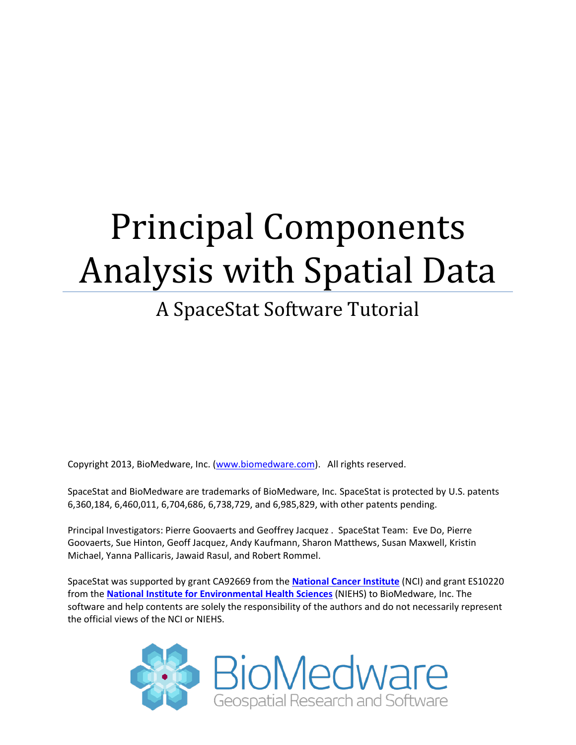# Principal Components Analysis with Spatial Data

## A SpaceStat Software Tutorial

Copyright 2013, BioMedware, Inc. (www.biomedware.com). All rights reserved.

SpaceStat and BioMedware are trademarks of BioMedware, Inc. SpaceStat is protected by U.S. patents 6,360,184, 6,460,011, 6,704,686, 6,738,729, and 6,985,829, with other patents pending.

Principal Investigators: Pierre Goovaerts and Geoffrey Jacquez . SpaceStat Team: Eve Do, Pierre Goovaerts, Sue Hinton, Geoff Jacquez, Andy Kaufmann, Sharon Matthews, Susan Maxwell, Kristin Michael, Yanna Pallicaris, Jawaid Rasul, and Robert Rommel.

SpaceStat was supported by grant CA92669 from the **National Cancer Institute** (NCI) and grant ES10220 from the **National Institute for Environmental Health Sciences** (NIEHS) to BioMedware, Inc. The software and help contents are solely the responsibility of the authors and do not necessarily represent the official views of the NCI or NIEHS.

BioMedware
Geospatial Research and Software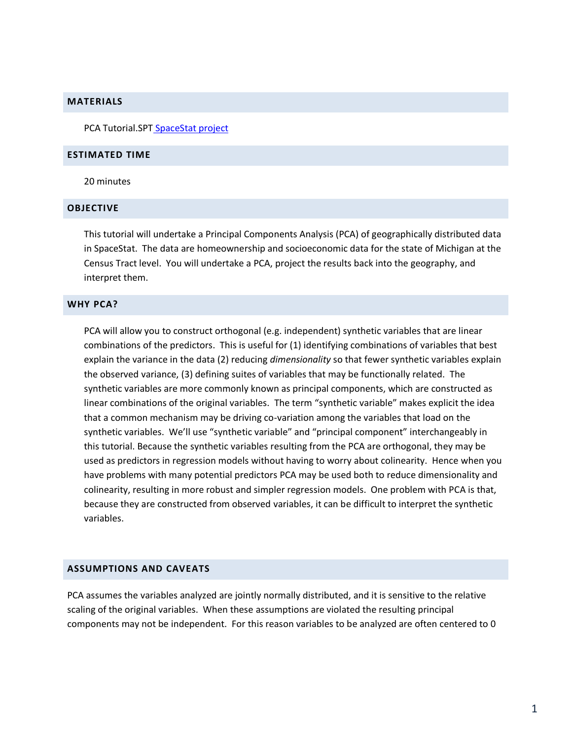## MATERIALS

PCA Tutorial.SPT [SpaceStat project]

## ESTIMATED TIME

20 minutes

## OBJECTIVE

This tutorial will undertake a Principal Components Analysis (PCA) of geographically distributed data in SpaceStat. The data are homeownership and socioeconomic data for the state of Michigan at the Census Tract level. You will undertake a PCA, project the results back into the geography, and interpret them.

## WHY PCA?

PCA will allow you to construct orthogonal (e.g. independent) synthetic variables that are linear combinations of the predictors. This is useful for (1) identifying combinations of variables that best explain the variance in the data (2) reducing *dimensionality* so that fewer synthetic variables explain the observed variance, (3) defining suites of variables that may be functionally related. The synthetic variables are more commonly known as principal components, which are constructed as linear combinations of the original variables. The term "synthetic variable" makes explicit the idea that a common mechanism may be driving co-variation among the variables that load on the synthetic variables. We'll use "synthetic variable" and "principal component" interchangeably in this tutorial. Because the synthetic variables resulting from the PCA are orthogonal, they may be used as predictors in regression models without having to worry about colinearity. Hence when you have problems with many potential predictors PCA may be used both to reduce dimensionality and colinearity, resulting in more robust and simpler regression models. One problem with PCA is that, because they are constructed from observed variables, it can be difficult to interpret the synthetic variables.

## ASSUMPTIONS AND CAVEATS

PCA assumes the variables analyzed are jointly normally distributed, and it is sensitive to the relative scaling of the original variables. When these assumptions are violated the resulting principal components may not be independent. For this reason variables to be analyzed are often centered to 0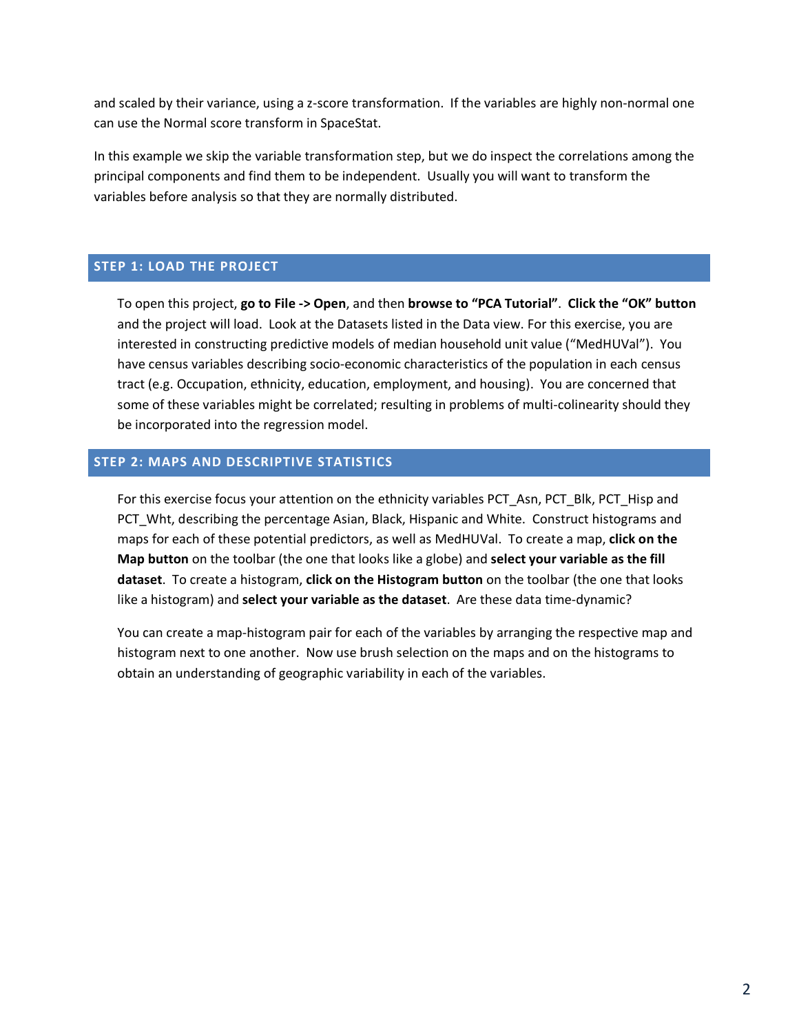and scaled by their variance, using a z-score transformation. If the variables are highly non-normal one can use the Normal score transform in SpaceStat.

In this example we skip the variable transformation step, but we do inspect the correlations among the principal components and find them to be independent. Usually you will want to transform the variables before analysis so that they are normally distributed.

## STEP 1: LOAD THE PROJECT

To open this project, **go to File -> Open**, and then **browse to "PCA Tutorial"**. **Click the "OK" button** and the project will load. Look at the Datasets listed in the Data view. For this exercise, you are interested in constructing predictive models of median household unit value ("MedHUVal"). You have census variables describing socio-economic characteristics of the population in each census tract (e.g. Occupation, ethnicity, education, employment, and housing). You are concerned that some of these variables might be correlated; resulting in problems of multi-colinearity should they be incorporated into the regression model.

## STEP 2: MAPS AND DESCRIPTIVE STATISTICS

For this exercise focus your attention on the ethnicity variables PCT_Asn, PCT_Blk, PCT_Hisp and PCT_Wht, describing the percentage Asian, Black, Hispanic and White. Construct histograms and maps for each of these potential predictors, as well as MedHUVal. To create a map, **click on the Map button** on the toolbar (the one that looks like a globe) and **select your variable as the fill dataset**. To create a histogram, **click on the Histogram button** on the toolbar (the one that looks like a histogram) and **select your variable as the dataset**. Are these data time-dynamic?

You can create a map-histogram pair for each of the variables by arranging the respective map and histogram next to one another. Now use brush selection on the maps and on the histograms to obtain an understanding of geographic variability in each of the variables.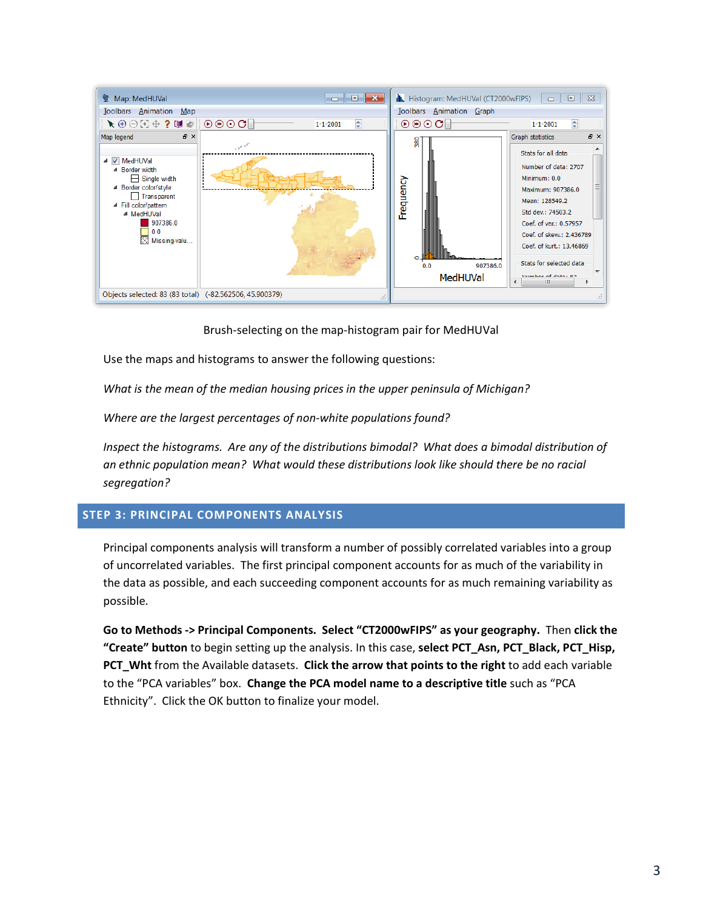Brush-selecting on the map-histogram pair for MedHUVal

Use the maps and histograms to answer the following questions:

*What is the mean of the median housing prices in the upper peninsula of Michigan?*

*Where are the largest percentages of non-white populations found?*

*Inspect the histograms. Are any of the distributions bimodal? What does a bimodal distribution of an ethnic population mean? What would these distributions look like should there be no racial segregation?*

## STEP 3: PRINCIPAL COMPONENTS ANALYSIS

Principal components analysis will transform a number of possibly correlated variables into a group of uncorrelated variables. The first principal component accounts for as much of the variability in the data as possible, and each succeeding component accounts for as much remaining variability as possible.

**Go to Methods -> Principal Components. Select "CT2000wFIPS" as your geography.** Then **click the "Create" button** to begin setting up the analysis. In this case, **select PCT_Asn, PCT_Black, PCT_Hisp, PCT_Wht** from the Available datasets. **Click the arrow that points to the right** to add each variable to the "PCA variables" box. **Change the PCA model name to a descriptive title** such as "PCA Ethnicity". Click the OK button to finalize your model.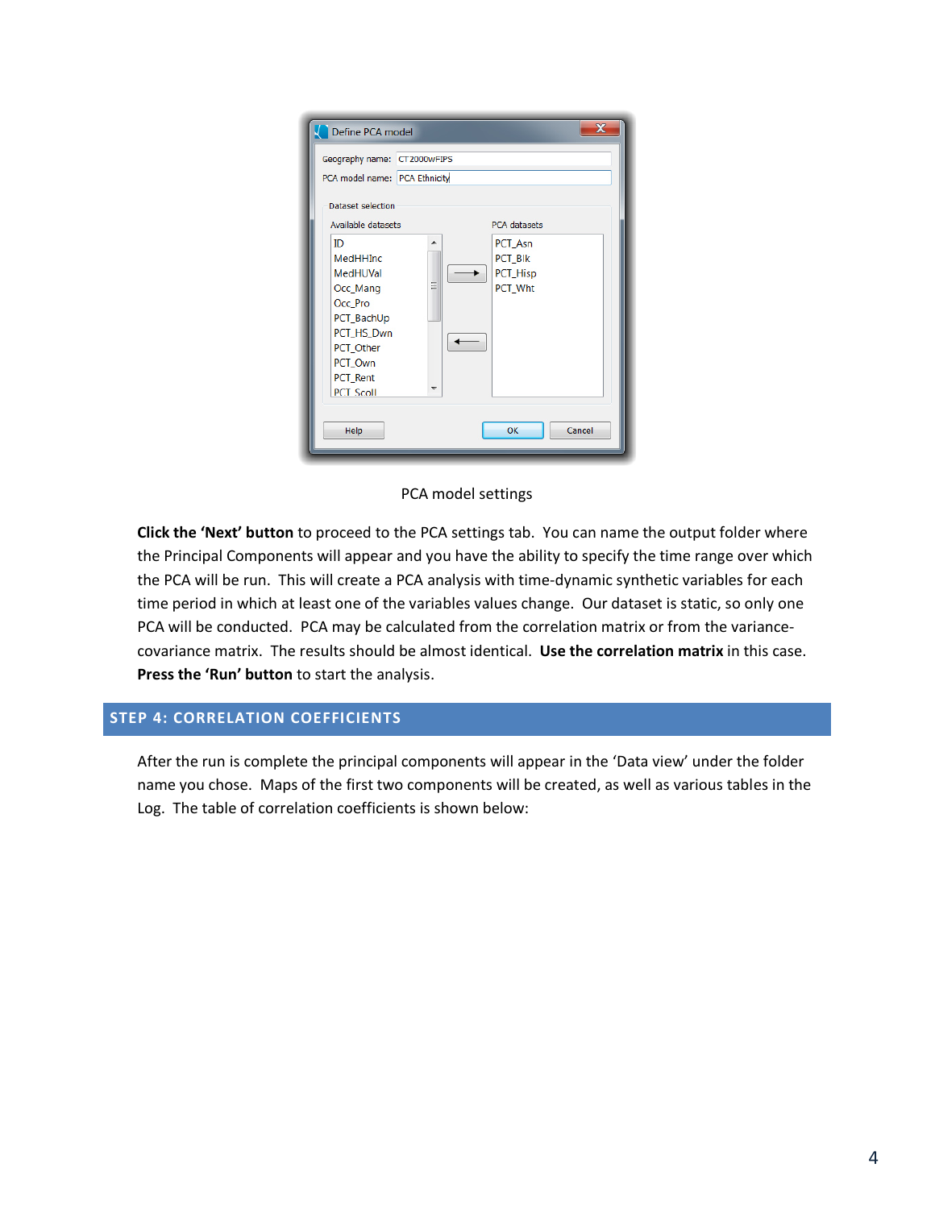PCA model settings

**Click the 'Next' button** to proceed to the PCA settings tab. You can name the output folder where the Principal Components will appear and you have the ability to specify the time range over which the PCA will be run. This will create a PCA analysis with time-dynamic synthetic variables for each time period in which at least one of the variables values change. Our dataset is static, so only one PCA will be conducted. PCA may be calculated from the correlation matrix or from the variance-covariance matrix. The results should be almost identical. **Use the correlation matrix** in this case. **Press the 'Run' button** to start the analysis.

## STEP 4: CORRELATION COEFFICIENTS

After the run is complete the principal components will appear in the 'Data view' under the folder name you chose. Maps of the first two components will be created, as well as various tables in the Log. The table of correlation coefficients is shown below: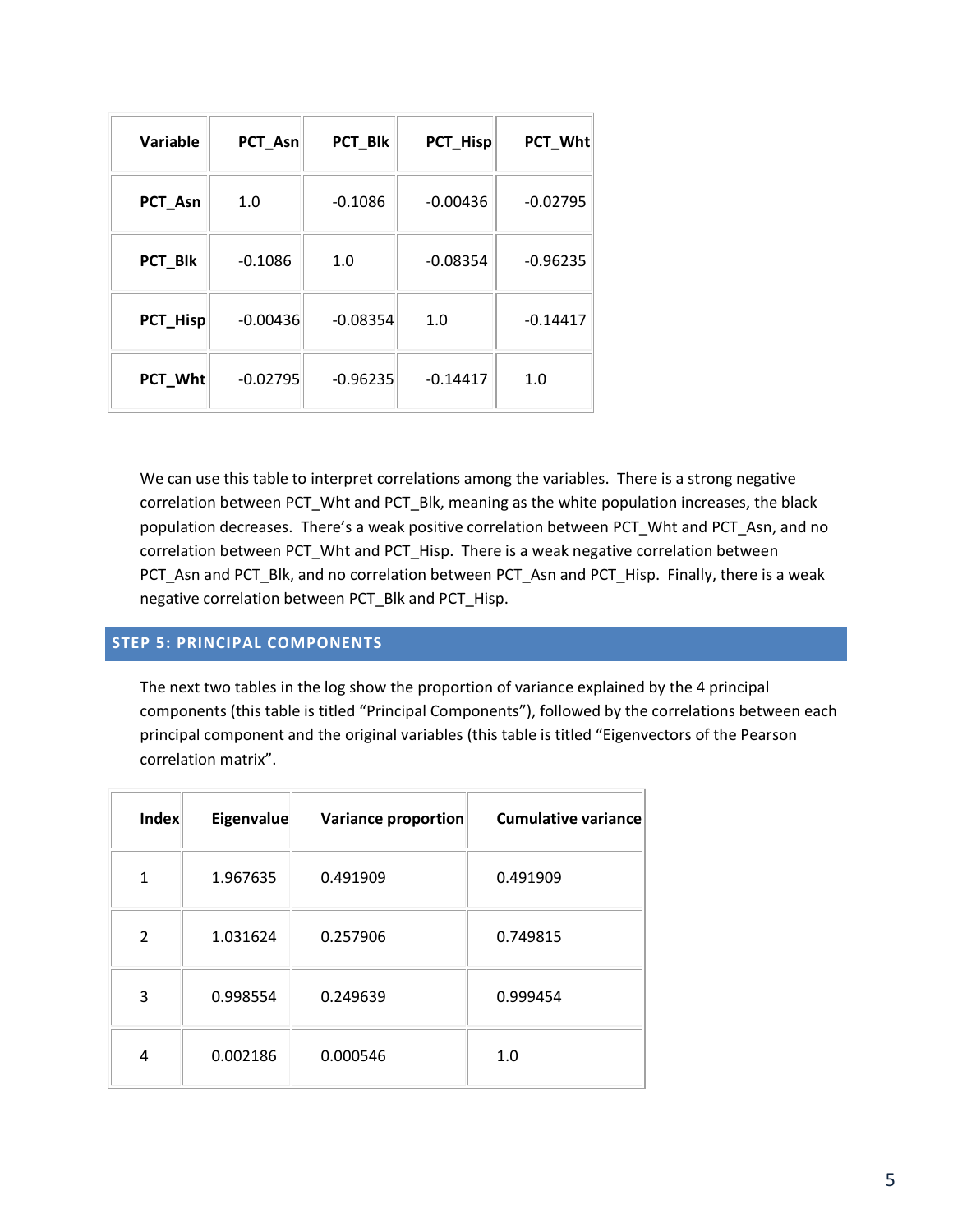| Variable | PCT_Asn | PCT_Blk | PCT_Hisp | PCT_Wht |
|---|---|---|---|---|
| **PCT_Asn** | 1.0 | -0.1086 | -0.00436 | -0.02795 |
| **PCT_Blk** | -0.1086 | 1.0 | -0.08354 | -0.96235 |
| **PCT_Hisp** | -0.00436 | -0.08354 | 1.0 | -0.14417 |
| **PCT_Wht** | -0.02795 | -0.96235 | -0.14417 | 1.0 |

We can use this table to interpret correlations among the variables. There is a strong negative correlation between PCT_Wht and PCT_Blk, meaning as the white population increases, the black population decreases. There's a weak positive correlation between PCT_Wht and PCT_Asn, and no correlation between PCT_Wht and PCT_Hisp. There is a weak negative correlation between PCT_Asn and PCT_Blk, and no correlation between PCT_Asn and PCT_Hisp. Finally, there is a weak negative correlation between PCT_Blk and PCT_Hisp.

## STEP 5: PRINCIPAL COMPONENTS

The next two tables in the log show the proportion of variance explained by the 4 principal components (this table is titled "Principal Components"), followed by the correlations between each principal component and the original variables (this table is titled "Eigenvectors of the Pearson correlation matrix".

| Index | Eigenvalue | Variance proportion | Cumulative variance |
|---|---|---|---|
| 1 | 1.967635 | 0.491909 | 0.491909 |
| 2 | 1.031624 | 0.257906 | 0.749815 |
| 3 | 0.998554 | 0.249639 | 0.999454 |
| 4 | 0.002186 | 0.000546 | 1.0 |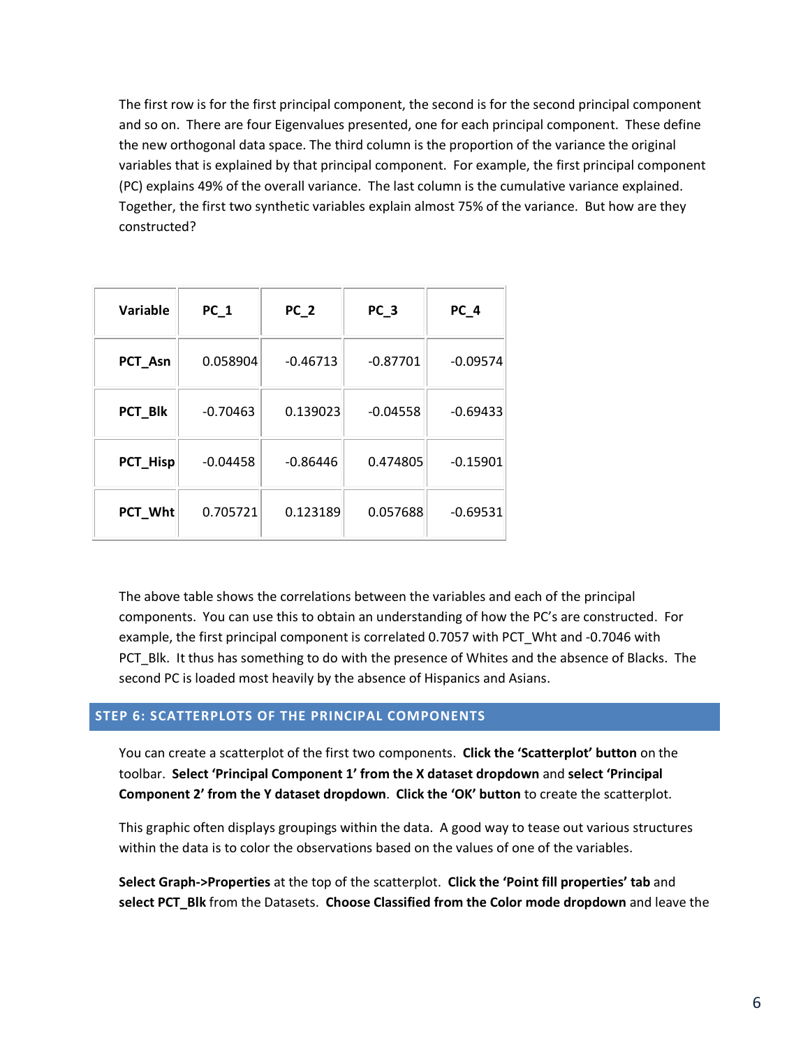The first row is for the first principal component, the second is for the second principal component and so on. There are four Eigenvalues presented, one for each principal component. These define the new orthogonal data space. The third column is the proportion of the variance the original variables that is explained by that principal component. For example, the first principal component (PC) explains 49% of the overall variance. The last column is the cumulative variance explained. Together, the first two synthetic variables explain almost 75% of the variance. But how are they constructed?

| Variable | PC_1 | PC_2 | PC_3 | PC_4 |
|---|---|---|---|---|
| **PCT_Asn** | 0.058904 | -0.46713 | -0.87701 | -0.09574 |
| **PCT_Blk** | -0.70463 | 0.139023 | -0.04558 | -0.69433 |
| **PCT_Hisp** | -0.04458 | -0.86446 | 0.474805 | -0.15901 |
| **PCT_Wht** | 0.705721 | 0.123189 | 0.057688 | -0.69531 |

The above table shows the correlations between the variables and each of the principal components. You can use this to obtain an understanding of how the PC's are constructed. For example, the first principal component is correlated 0.7057 with PCT_Wht and -0.7046 with PCT_Blk. It thus has something to do with the presence of Whites and the absence of Blacks. The second PC is loaded most heavily by the absence of Hispanics and Asians.

## STEP 6: SCATTERPLOTS OF THE PRINCIPAL COMPONENTS

You can create a scatterplot of the first two components. **Click the 'Scatterplot' button** on the toolbar. **Select 'Principal Component 1' from the X dataset dropdown** and **select 'Principal Component 2' from the Y dataset dropdown**. **Click the 'OK' button** to create the scatterplot.

This graphic often displays groupings within the data. A good way to tease out various structures within the data is to color the observations based on the values of one of the variables.

**Select Graph->Properties** at the top of the scatterplot. **Click the 'Point fill properties' tab** and **select PCT_Blk** from the Datasets. **Choose Classified from the Color mode dropdown** and leave the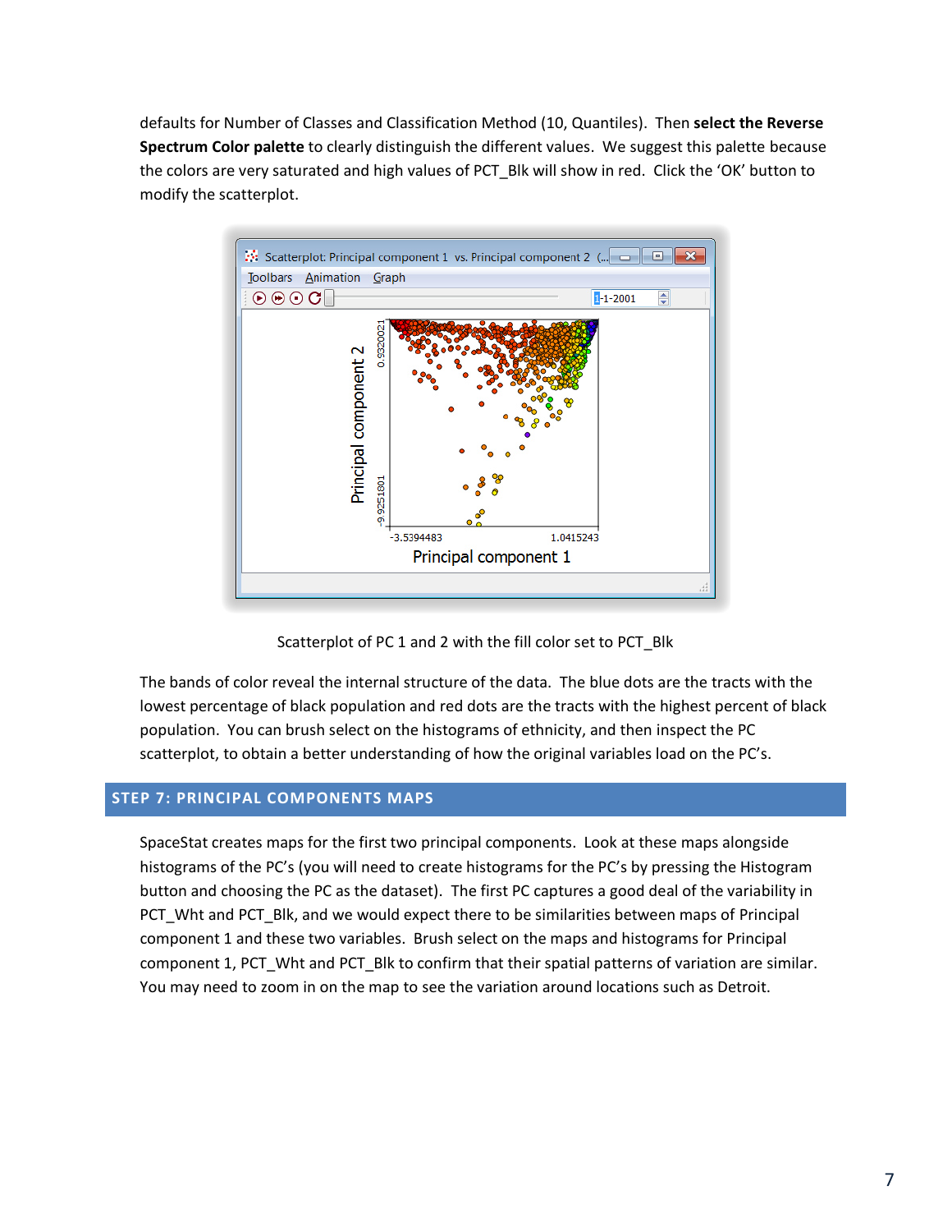defaults for Number of Classes and Classification Method (10, Quantiles). Then **select the Reverse Spectrum Color palette** to clearly distinguish the different values. We suggest this palette because the colors are very saturated and high values of PCT_Blk will show in red. Click the 'OK' button to modify the scatterplot.

Scatterplot of PC 1 and 2 with the fill color set to PCT_Blk

The bands of color reveal the internal structure of the data. The blue dots are the tracts with the lowest percentage of black population and red dots are the tracts with the highest percent of black population. You can brush select on the histograms of ethnicity, and then inspect the PC scatterplot, to obtain a better understanding of how the original variables load on the PC's.

## STEP 7: PRINCIPAL COMPONENTS MAPS

SpaceStat creates maps for the first two principal components. Look at these maps alongside histograms of the PC's (you will need to create histograms for the PC's by pressing the Histogram button and choosing the PC as the dataset). The first PC captures a good deal of the variability in PCT_Wht and PCT_Blk, and we would expect there to be similarities between maps of Principal component 1 and these two variables. Brush select on the maps and histograms for Principal component 1, PCT_Wht and PCT_Blk to confirm that their spatial patterns of variation are similar. You may need to zoom in on the map to see the variation around locations such as Detroit.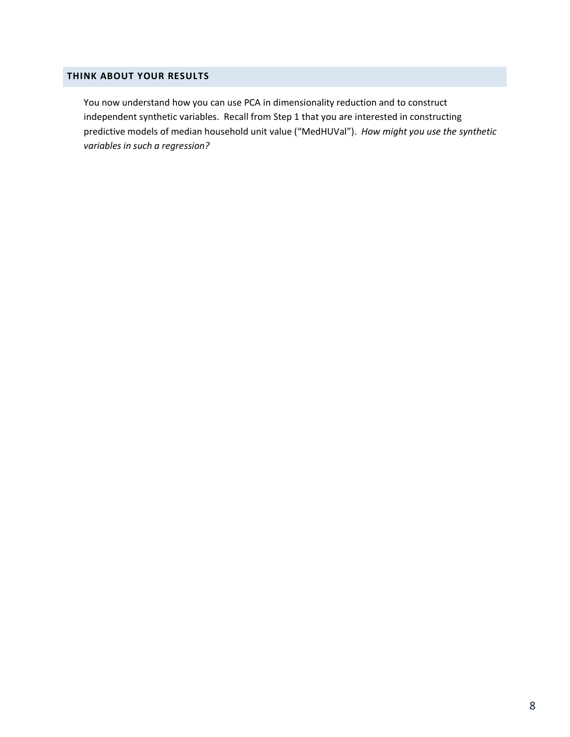## THINK ABOUT YOUR RESULTS

You now understand how you can use PCA in dimensionality reduction and to construct independent synthetic variables. Recall from Step 1 that you are interested in constructing predictive models of median household unit value ("MedHUVal"). *How might you use the synthetic variables in such a regression?*